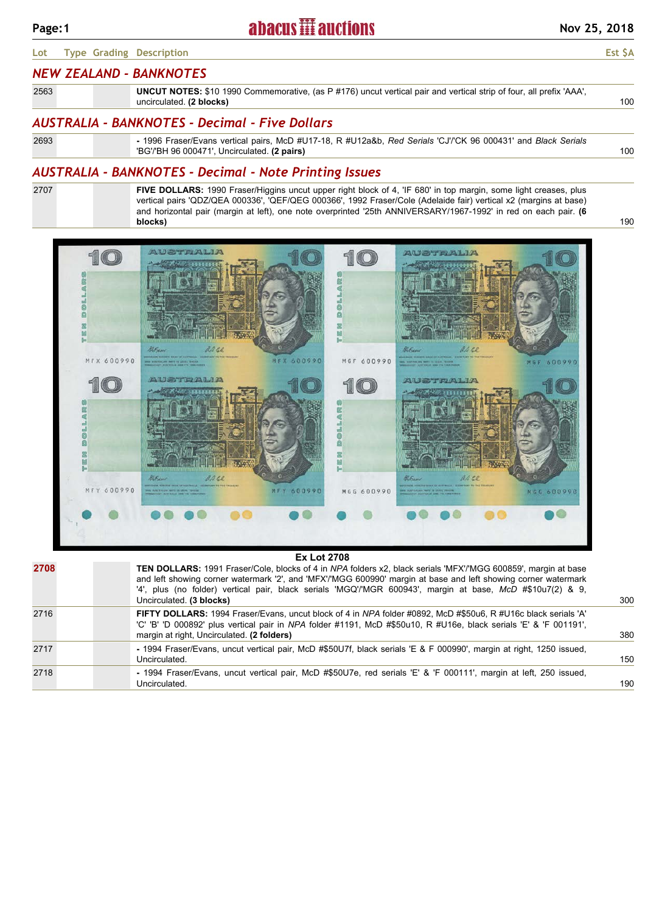| Lot | Type | Grading | Description | Est $A |
|---|---|---|---|---|

## NEW ZEALAND - BANKNOTES

| Lot | Type | Grading | Description | Est $A |
|---|---|---|---|---|
| 2563 | | | **UNCUT NOTES:** $10 1990 Commemorative, (as P #176) uncut vertical pair and vertical strip of four, all prefix 'AAA', uncirculated. **(2 blocks)** | 100 |

## AUSTRALIA - BANKNOTES - Decimal - Five Dollars

| Lot | Type | Grading | Description | Est $A |
|---|---|---|---|---|
| 2693 | | | **-** 1996 Fraser/Evans vertical pairs, McD #U17-18, R #U12a&b, *Red Serials* 'CJ'/'CK 96 000431' and *Black Serials* 'BG'/'BH 96 000471', Uncirculated. **(2 pairs)** | 100 |

## AUSTRALIA - BANKNOTES - Decimal - Note Printing Issues

| Lot | Type | Grading | Description | Est $A |
|---|---|---|---|---|
| 2707 | | | **FIVE DOLLARS:** 1990 Fraser/Higgins uncut upper right block of 4, 'IF 680' in top margin, some light creases, plus vertical pairs 'QDZ/QEA 000336', 'QEF/QEG 000366', 1992 Fraser/Cole (Adelaide fair) vertical x2 (margins at base) and horizontal pair (margin at left), one note overprinted '25th ANNIVERSARY/1967-1992' in red on each pair. **(6 blocks)** | 190 |

**Ex Lot 2708**

| Lot | Type | Grading | Description | Est $A |
|---|---|---|---|---|
| **2708** | | | **TEN DOLLARS:** 1991 Fraser/Cole, blocks of 4 in *NPA* folders x2, black serials 'MFX'/'MGG 600859', margin at base and left showing corner watermark '2', and 'MFX'/'MGG 600990' margin at base and left showing corner watermark '4', plus (no folder) vertical pair, black serials 'MGQ'/'MGR 600943', margin at base, *McD* #$10u7(2) & 9, Uncirculated. **(3 blocks)** | 300 |
| 2716 | | | **FIFTY DOLLARS:** 1994 Fraser/Evans, uncut block of 4 in *NPA* folder #0892, McD #$50u6, R #U16c black serials 'A' 'C' 'B' 'D 000892' plus vertical pair in *NPA* folder #1191, McD #$50u10, R #U16e, black serials 'E' & 'F 001191', margin at right, Uncirculated. **(2 folders)** | 380 |
| 2717 | | | **-** 1994 Fraser/Evans, uncut vertical pair, McD #$50U7f, black serials 'E & F 000990', margin at right, 1250 issued, Uncirculated. | 150 |
| 2718 | | | **-** 1994 Fraser/Evans, uncut vertical pair, McD #$50U7e, red serials 'E' & 'F 000111', margin at left, 250 issued, Uncirculated. | 190 |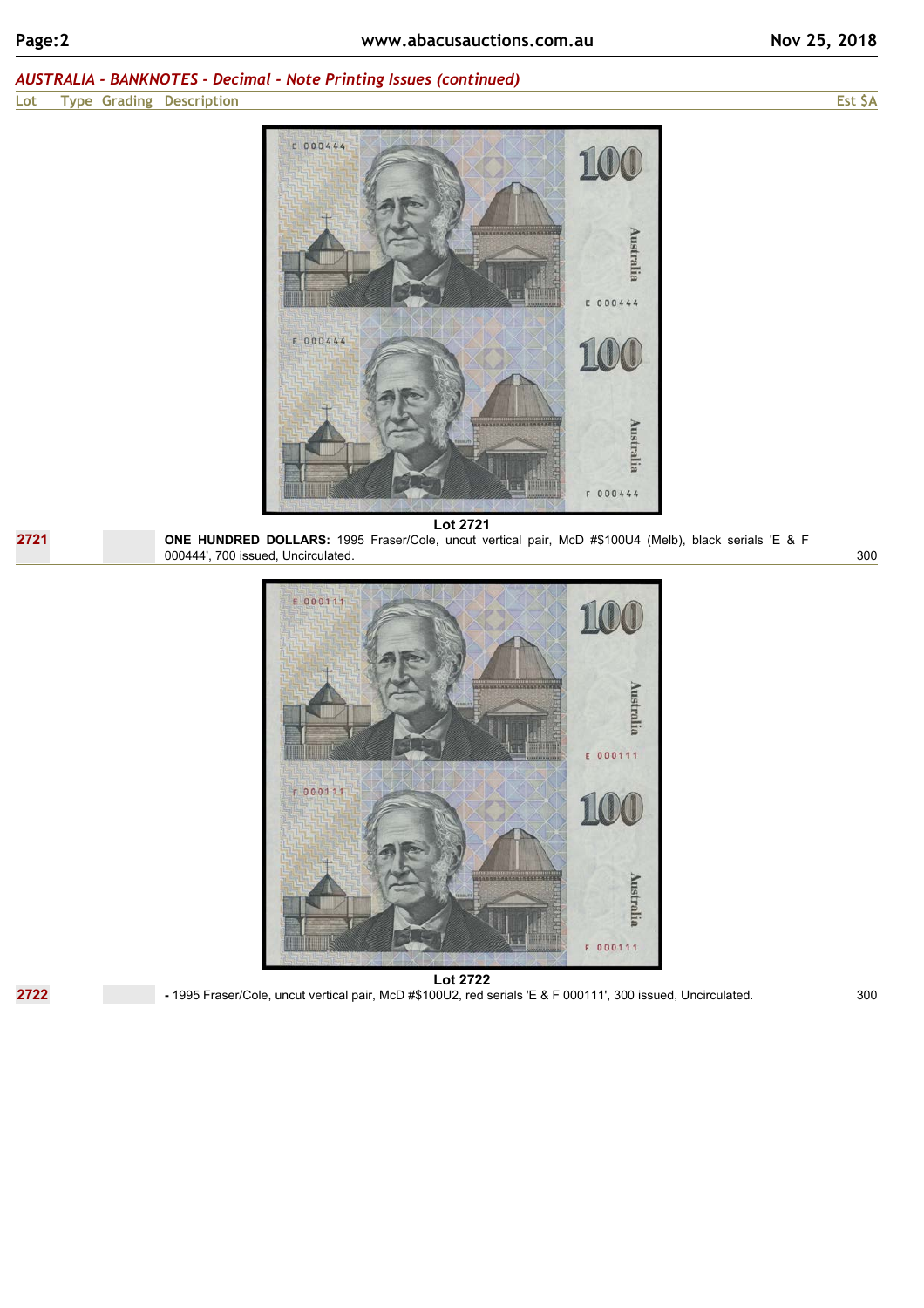## *AUSTRALIA - BANKNOTES - Decimal - Note Printing Issues (continued)*

| Lot | Type | Grading | Description | Est $A |
|---|---|---|---|---|
| 2721 | | | **ONE HUNDRED DOLLARS:** 1995 Fraser/Cole, uncut vertical pair, McD #$100U4 (Melb), black serials 'E & F 000444', 700 issued, Uncirculated. | 300 |
| 2722 | | | **-** 1995 Fraser/Cole, uncut vertical pair, McD #$100U2, red serials 'E & F 000111', 300 issued, Uncirculated. | 300 |

Lot 2721

Lot 2722